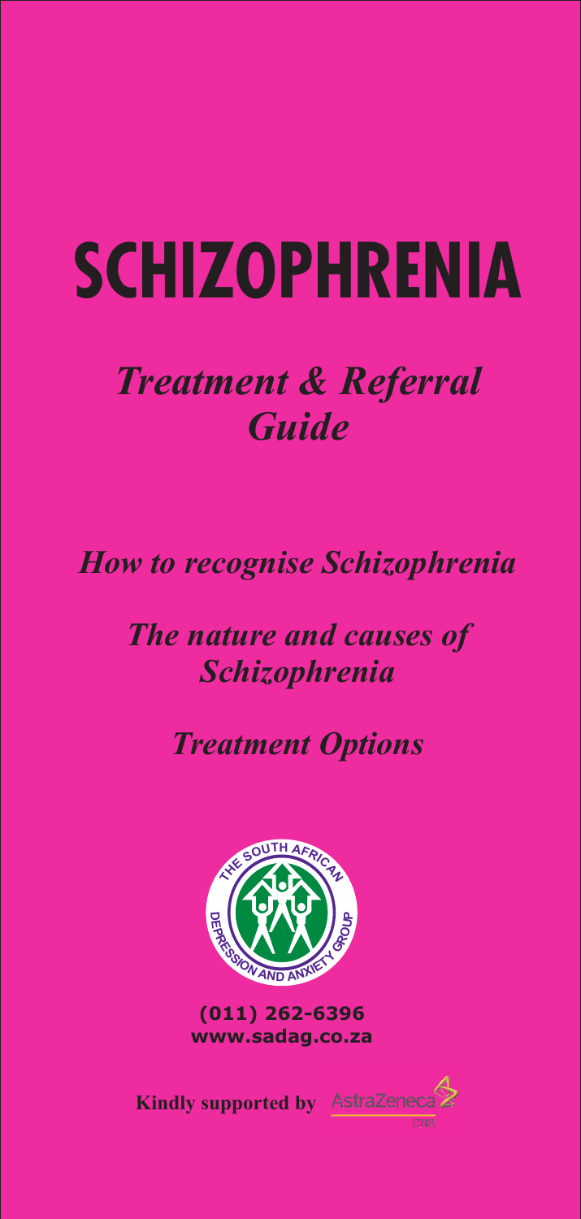# SCHIZOPHRENIA

## *Treatment & Referral Guide*

*How to recognise Schizophrenia*

*The nature and causes of Schizophrenia*

*Treatment Options*

THE SOUTH AFRICAN DEPRESSION AND ANXIETY GROUP

**(011) 262-6396**
**www.sadag.co.za**

**Kindly supported by** AstraZeneca CNS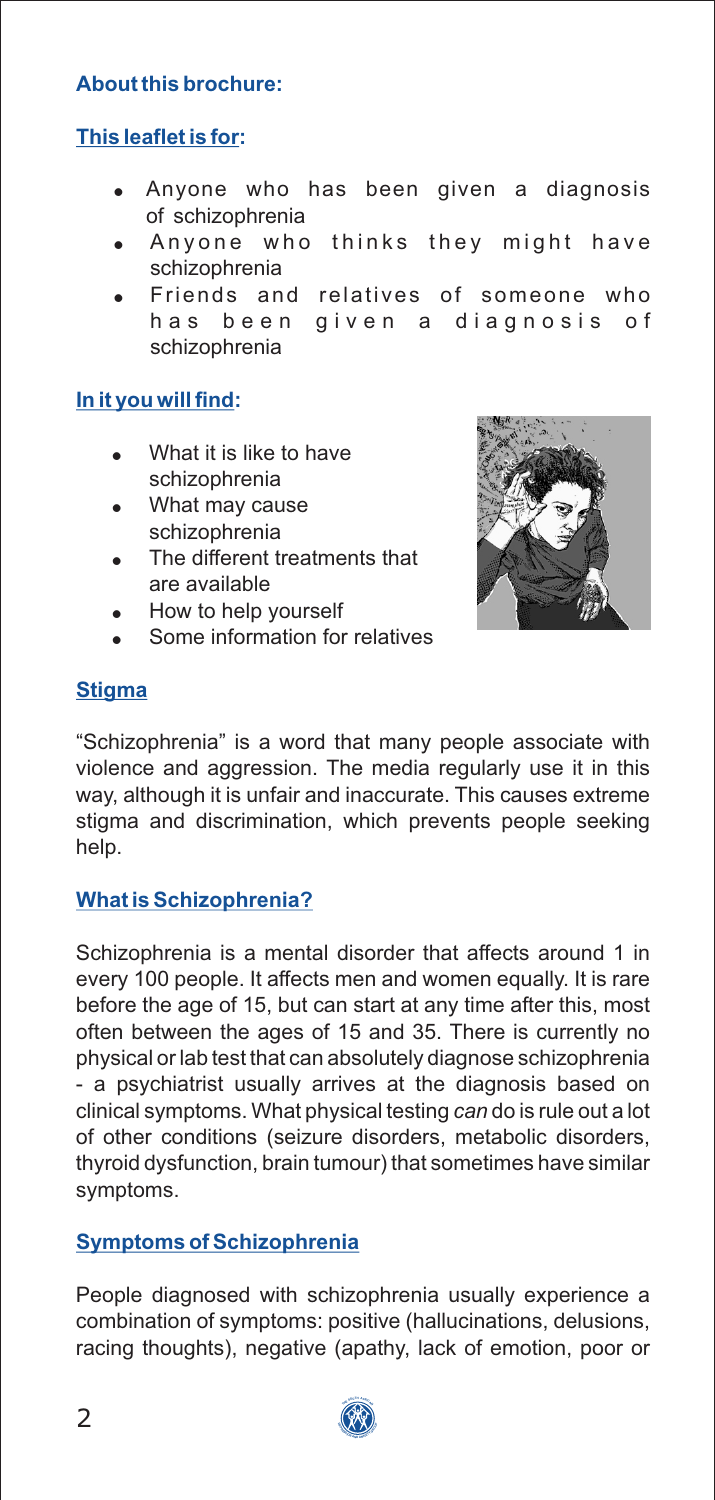## About this brochure:

### This leaflet is for:

- Anyone who has been given a diagnosis of schizophrenia
- Anyone who thinks they might have schizophrenia
- Friends and relatives of someone who has been given a diagnosis of schizophrenia

### In it you will find:

- What it is like to have schizophrenia
- What may cause schizophrenia
- The different treatments that are available
- How to help yourself
- Some information for relatives

### Stigma

"Schizophrenia" is a word that many people associate with violence and aggression. The media regularly use it in this way, although it is unfair and inaccurate. This causes extreme stigma and discrimination, which prevents people seeking help.

### What is Schizophrenia?

Schizophrenia is a mental disorder that affects around 1 in every 100 people. It affects men and women equally. It is rare before the age of 15, but can start at any time after this, most often between the ages of 15 and 35. There is currently no physical or lab test that can absolutely diagnose schizophrenia - a psychiatrist usually arrives at the diagnosis based on clinical symptoms. What physical testing *can* do is rule out a lot of other conditions (seizure disorders, metabolic disorders, thyroid dysfunction, brain tumour) that sometimes have similar symptoms.

### Symptoms of Schizophrenia

People diagnosed with schizophrenia usually experience a combination of symptoms: positive (hallucinations, delusions, racing thoughts), negative (apathy, lack of emotion, poor or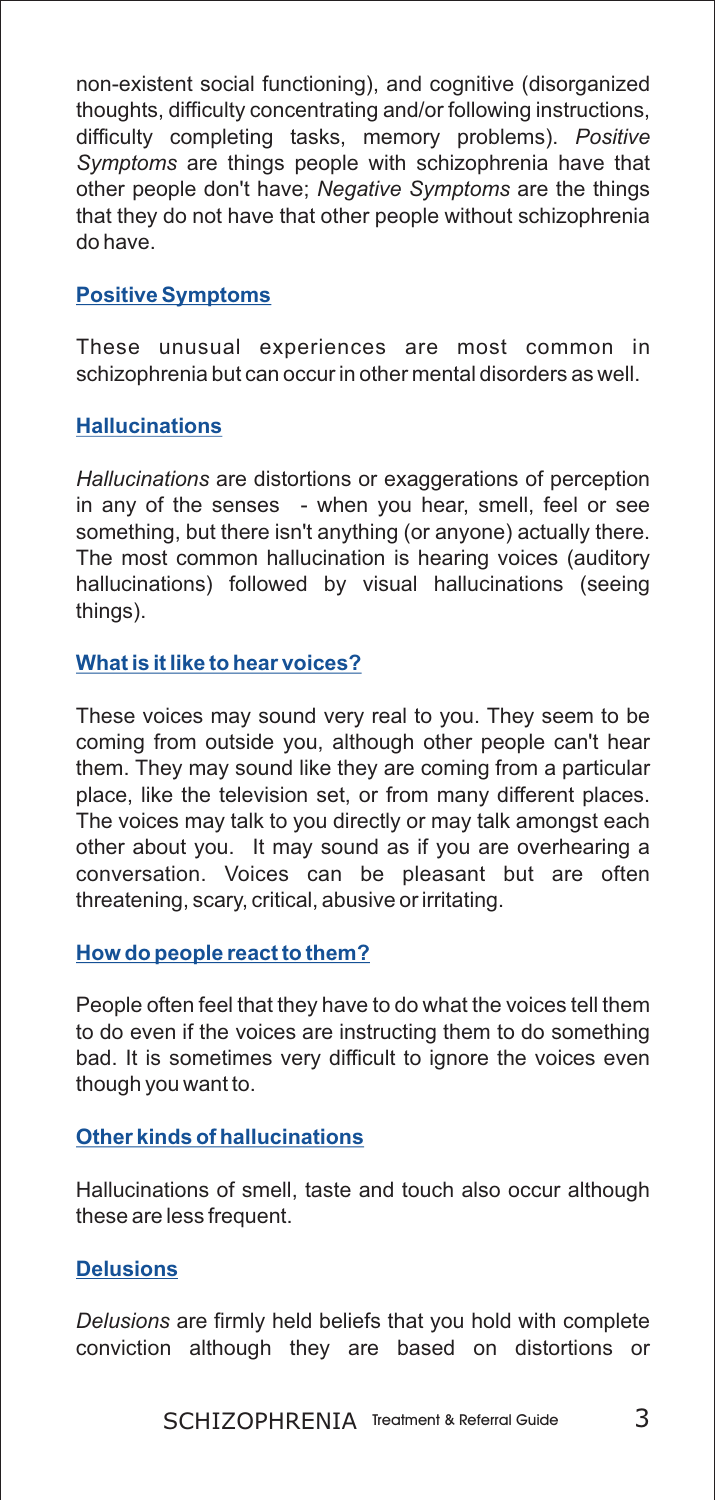non-existent social functioning), and cognitive (disorganized thoughts, difficulty concentrating and/or following instructions, difficulty completing tasks, memory problems). *Positive Symptoms* are things people with schizophrenia have that other people don't have; *Negative Symptoms* are the things that they do not have that other people without schizophrenia do have.

## Positive Symptoms

These unusual experiences are most common in schizophrenia but can occur in other mental disorders as well.

### Hallucinations

*Hallucinations* are distortions or exaggerations of perception in any of the senses - when you hear, smell, feel or see something, but there isn't anything (or anyone) actually there. The most common hallucination is hearing voices (auditory hallucinations) followed by visual hallucinations (seeing things).

### What is it like to hear voices?

These voices may sound very real to you. They seem to be coming from outside you, although other people can't hear them. They may sound like they are coming from a particular place, like the television set, or from many different places. The voices may talk to you directly or may talk amongst each other about you. It may sound as if you are overhearing a conversation. Voices can be pleasant but are often threatening, scary, critical, abusive or irritating.

### How do people react to them?

People often feel that they have to do what the voices tell them to do even if the voices are instructing them to do something bad. It is sometimes very difficult to ignore the voices even though you want to.

### Other kinds of hallucinations

Hallucinations of smell, taste and touch also occur although these are less frequent.

### Delusions

*Delusions* are firmly held beliefs that you hold with complete conviction although they are based on distortions or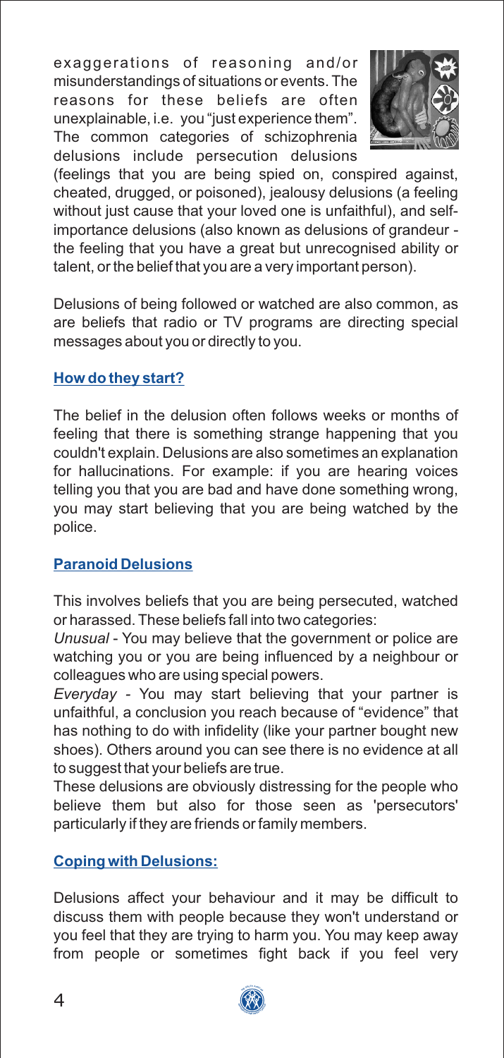exaggerations of reasoning and/or misunderstandings of situations or events. The reasons for these beliefs are often unexplainable, i.e. you "just experience them". The common categories of schizophrenia delusions include persecution delusions (feelings that you are being spied on, conspired against, cheated, drugged, or poisoned), jealousy delusions (a feeling without just cause that your loved one is unfaithful), and self-importance delusions (also known as delusions of grandeur - the feeling that you have a great but unrecognised ability or talent, or the belief that you are a very important person).

Delusions of being followed or watched are also common, as are beliefs that radio or TV programs are directing special messages about you or directly to you.

## How do they start?

The belief in the delusion often follows weeks or months of feeling that there is something strange happening that you couldn't explain. Delusions are also sometimes an explanation for hallucinations. For example: if you are hearing voices telling you that you are bad and have done something wrong, you may start believing that you are being watched by the police.

## Paranoid Delusions

This involves beliefs that you are being persecuted, watched or harassed. These beliefs fall into two categories:

*Unusual* - You may believe that the government or police are watching you or you are being influenced by a neighbour or colleagues who are using special powers.

*Everyday* - You may start believing that your partner is unfaithful, a conclusion you reach because of "evidence" that has nothing to do with infidelity (like your partner bought new shoes). Others around you can see there is no evidence at all to suggest that your beliefs are true.

These delusions are obviously distressing for the people who believe them but also for those seen as 'persecutors' particularly if they are friends or family members.

## Coping with Delusions:

Delusions affect your behaviour and it may be difficult to discuss them with people because they won't understand or you feel that they are trying to harm you. You may keep away from people or sometimes fight back if you feel very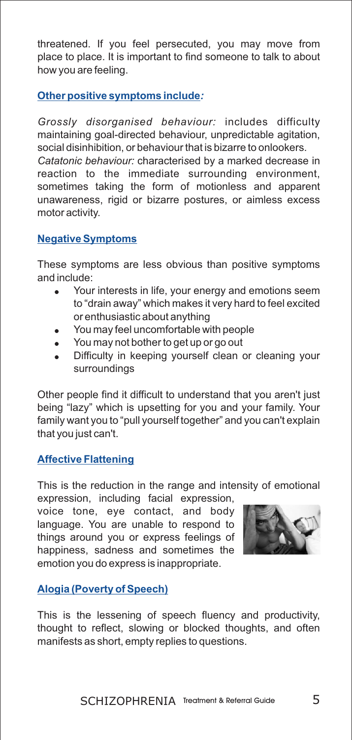threatened. If you feel persecuted, you may move from place to place. It is important to find someone to talk to about how you are feeling.

### Other positive symptoms include*:*

*Grossly disorganised behaviour:* includes difficulty maintaining goal-directed behaviour, unpredictable agitation, social disinhibition, or behaviour that is bizarre to onlookers.

*Catatonic behaviour:* characterised by a marked decrease in reaction to the immediate surrounding environment, sometimes taking the form of motionless and apparent unawareness, rigid or bizarre postures, or aimless excess motor activity.

### Negative Symptoms

These symptoms are less obvious than positive symptoms and include:

- Your interests in life, your energy and emotions seem to "drain away" which makes it very hard to feel excited or enthusiastic about anything
- You may feel uncomfortable with people
- You may not bother to get up or go out
- Difficulty in keeping yourself clean or cleaning your surroundings

Other people find it difficult to understand that you aren't just being "lazy" which is upsetting for you and your family. Your family want you to "pull yourself together" and you can't explain that you just can't.

### Affective Flattening

This is the reduction in the range and intensity of emotional expression, including facial expression, voice tone, eye contact, and body language. You are unable to respond to things around you or express feelings of happiness, sadness and sometimes the emotion you do express is inappropriate.

### Alogia (Poverty of Speech)

This is the lessening of speech fluency and productivity, thought to reflect, slowing or blocked thoughts, and often manifests as short, empty replies to questions.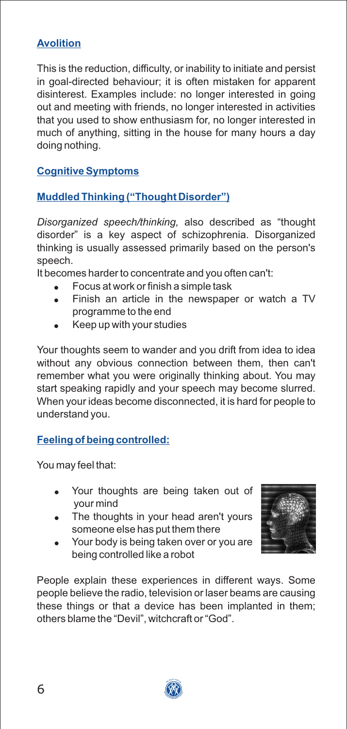## Avolition

This is the reduction, difficulty, or inability to initiate and persist in goal-directed behaviour; it is often mistaken for apparent disinterest. Examples include: no longer interested in going out and meeting with friends, no longer interested in activities that you used to show enthusiasm for, no longer interested in much of anything, sitting in the house for many hours a day doing nothing.

## Cognitive Symptoms

### Muddled Thinking ("Thought Disorder")

*Disorganized speech/thinking,* also described as "thought disorder" is a key aspect of schizophrenia. Disorganized thinking is usually assessed primarily based on the person's speech.

It becomes harder to concentrate and you often can't:

- Focus at work or finish a simple task
- Finish an article in the newspaper or watch a TV programme to the end
- Keep up with your studies

Your thoughts seem to wander and you drift from idea to idea without any obvious connection between them, then can't remember what you were originally thinking about. You may start speaking rapidly and your speech may become slurred. When your ideas become disconnected, it is hard for people to understand you.

### Feeling of being controlled:

You may feel that:

- Your thoughts are being taken out of your mind
- The thoughts in your head aren't yours someone else has put them there
- Your body is being taken over or you are being controlled like a robot

People explain these experiences in different ways. Some people believe the radio, television or laser beams are causing these things or that a device has been implanted in them; others blame the "Devil", witchcraft or "God".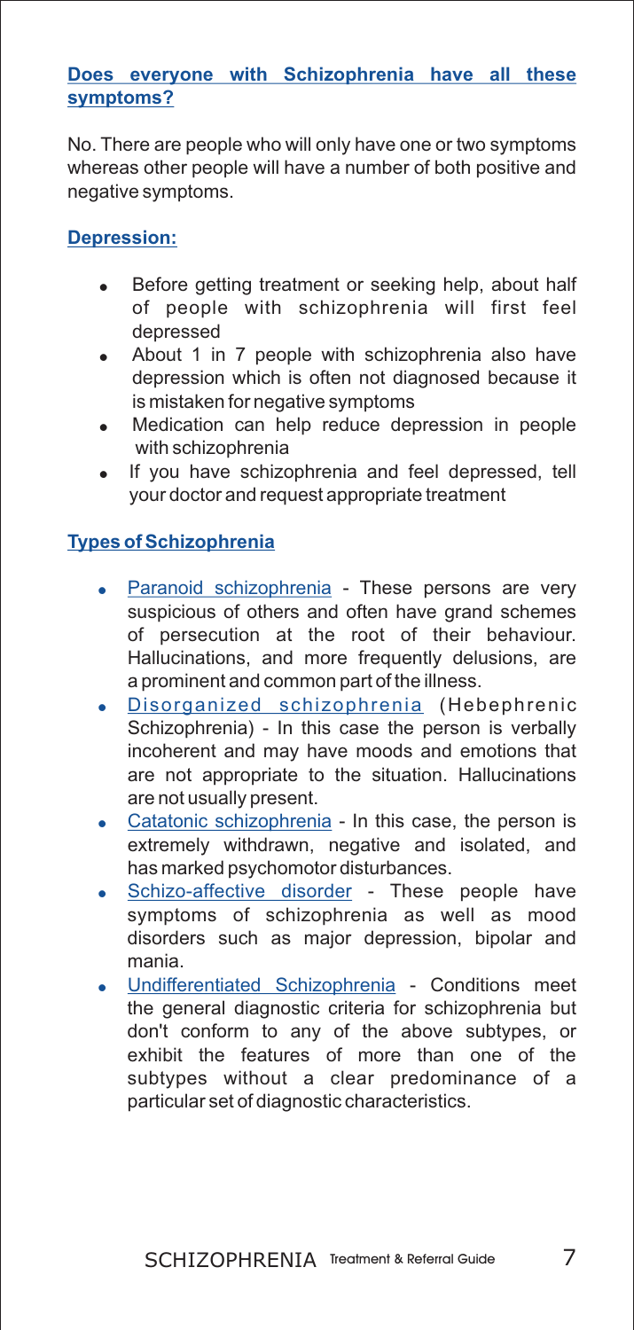## Does everyone with Schizophrenia have all these symptoms?

No. There are people who will only have one or two symptoms whereas other people will have a number of both positive and negative symptoms.

## Depression:

- Before getting treatment or seeking help, about half of people with schizophrenia will first feel depressed
- About 1 in 7 people with schizophrenia also have depression which is often not diagnosed because it is mistaken for negative symptoms
- Medication can help reduce depression in people with schizophrenia
- If you have schizophrenia and feel depressed, tell your doctor and request appropriate treatment

## Types of Schizophrenia

- Paranoid schizophrenia - These persons are very suspicious of others and often have grand schemes of persecution at the root of their behaviour. Hallucinations, and more frequently delusions, are a prominent and common part of the illness.
- Disorganized schizophrenia (Hebephrenic Schizophrenia) - In this case the person is verbally incoherent and may have moods and emotions that are not appropriate to the situation. Hallucinations are not usually present.
- Catatonic schizophrenia - In this case, the person is extremely withdrawn, negative and isolated, and has marked psychomotor disturbances.
- Schizo-affective disorder - These people have symptoms of schizophrenia as well as mood disorders such as major depression, bipolar and mania.
- Undifferentiated Schizophrenia - Conditions meet the general diagnostic criteria for schizophrenia but don't conform to any of the above subtypes, or exhibit the features of more than one of the subtypes without a clear predominance of a particular set of diagnostic characteristics.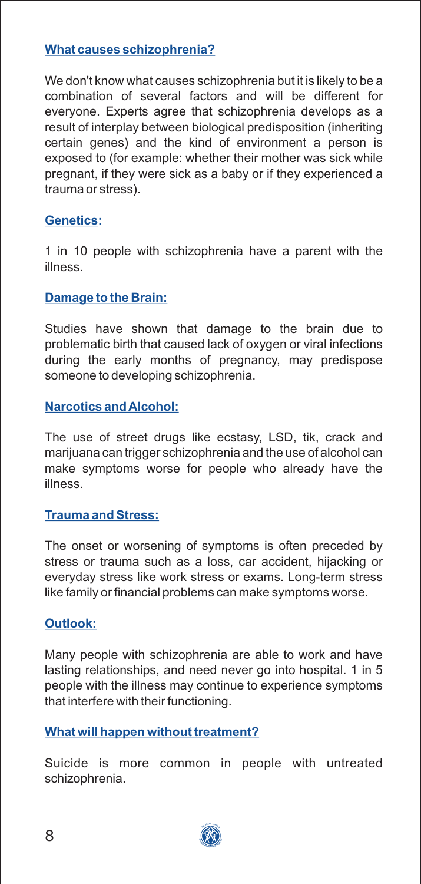## What causes schizophrenia?

We don't know what causes schizophrenia but it is likely to be a combination of several factors and will be different for everyone. Experts agree that schizophrenia develops as a result of interplay between biological predisposition (inheriting certain genes) and the kind of environment a person is exposed to (for example: whether their mother was sick while pregnant, if they were sick as a baby or if they experienced a trauma or stress).

### Genetics:

1 in 10 people with schizophrenia have a parent with the illness.

### Damage to the Brain:

Studies have shown that damage to the brain due to problematic birth that caused lack of oxygen or viral infections during the early months of pregnancy, may predispose someone to developing schizophrenia.

### Narcotics and Alcohol:

The use of street drugs like ecstasy, LSD, tik, crack and marijuana can trigger schizophrenia and the use of alcohol can make symptoms worse for people who already have the illness.

### Trauma and Stress:

The onset or worsening of symptoms is often preceded by stress or trauma such as a loss, car accident, hijacking or everyday stress like work stress or exams. Long-term stress like family or financial problems can make symptoms worse.

### Outlook:

Many people with schizophrenia are able to work and have lasting relationships, and need never go into hospital. 1 in 5 people with the illness may continue to experience symptoms that interfere with their functioning.

## What will happen without treatment?

Suicide is more common in people with untreated schizophrenia.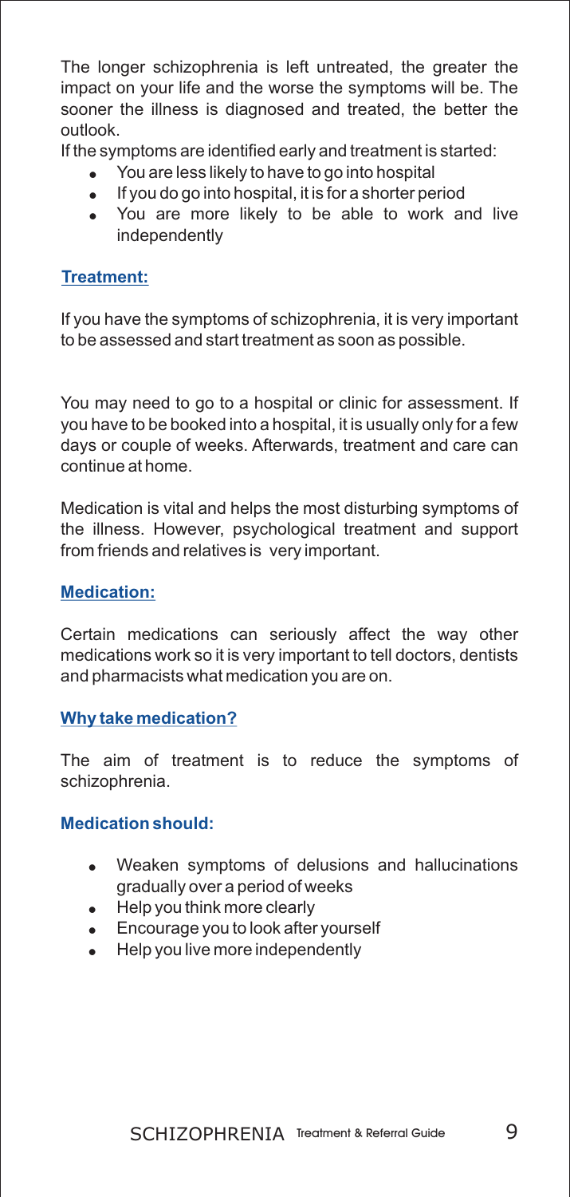The longer schizophrenia is left untreated, the greater the impact on your life and the worse the symptoms will be. The sooner the illness is diagnosed and treated, the better the outlook.

If the symptoms are identified early and treatment is started:

- You are less likely to have to go into hospital
- If you do go into hospital, it is for a shorter period
- You are more likely to be able to work and live independently

## Treatment:

If you have the symptoms of schizophrenia, it is very important to be assessed and start treatment as soon as possible.

You may need to go to a hospital or clinic for assessment. If you have to be booked into a hospital, it is usually only for a few days or couple of weeks. Afterwards, treatment and care can continue at home.

Medication is vital and helps the most disturbing symptoms of the illness. However, psychological treatment and support from friends and relatives is very important.

## Medication:

Certain medications can seriously affect the way other medications work so it is very important to tell doctors, dentists and pharmacists what medication you are on.

## Why take medication?

The aim of treatment is to reduce the symptoms of schizophrenia.

### Medication should:

- Weaken symptoms of delusions and hallucinations gradually over a period of weeks
- Help you think more clearly
- Encourage you to look after yourself
- Help you live more independently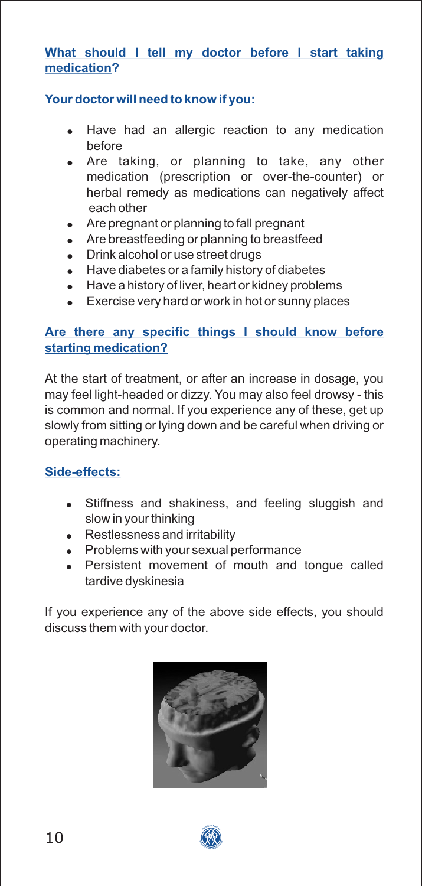## What should I tell my doctor before I start taking medication?

**Your doctor will need to know if you:**

- Have had an allergic reaction to any medication before
- Are taking, or planning to take, any other medication (prescription or over-the-counter) or herbal remedy as medications can negatively affect each other
- Are pregnant or planning to fall pregnant
- Are breastfeeding or planning to breastfeed
- Drink alcohol or use street drugs
- Have diabetes or a family history of diabetes
- Have a history of liver, heart or kidney problems
- Exercise very hard or work in hot or sunny places

## Are there any specific things I should know before starting medication?

At the start of treatment, or after an increase in dosage, you may feel light-headed or dizzy. You may also feel drowsy - this is common and normal. If you experience any of these, get up slowly from sitting or lying down and be careful when driving or operating machinery.

## Side-effects:

- Stiffness and shakiness, and feeling sluggish and slow in your thinking
- Restlessness and irritability
- Problems with your sexual performance
- Persistent movement of mouth and tongue called tardive dyskinesia

If you experience any of the above side effects, you should discuss them with your doctor.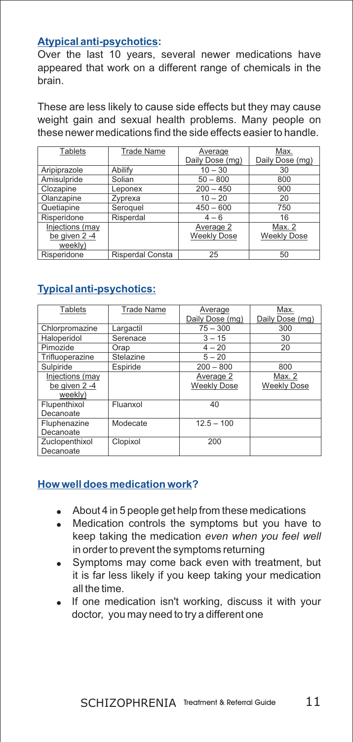## Atypical anti-psychotics:

Over the last 10 years, several newer medications have appeared that work on a different range of chemicals in the brain.

These are less likely to cause side effects but they may cause weight gain and sexual health problems. Many people on these newer medications find the side effects easier to handle.

| Tablets | Trade Name | Average Daily Dose (mg) | Max. Daily Dose (mg) |
|---|---|---|---|
| Aripiprazole | Abilify | 10 – 30 | 30 |
| Amisulpride | Solian | 50 – 800 | 800 |
| Clozapine | Leponex | 200 – 450 | 900 |
| Olanzapine | Zyprexa | 10 – 20 | 20 |
| Quetiapine | Seroquel | 450 – 600 | 750 |
| Risperidone | Risperdal | 4 – 6 | 16 |
| Injections (may be given 2 -4 weekly) | | Average 2 Weekly Dose | Max. 2 Weekly Dose |
| Risperidone | Risperdal Consta | 25 | 50 |

## Typical anti-psychotics:

| Tablets | Trade Name | Average Daily Dose (mg) | Max. Daily Dose (mg) |
|---|---|---|---|
| Chlorpromazine | Largactil | 75 – 300 | 300 |
| Haloperidol | Serenace | 3 – 15 | 30 |
| Pimozide | Orap | 4 – 20 | 20 |
| Trifluoperazine | Stelazine | 5 – 20 | |
| Sulpiride | Espiride | 200 – 800 | 800 |
| Injections (may be given 2 -4 weekly) | | Average 2 Weekly Dose | Max. 2 Weekly Dose |
| Flupenthixol Decanoate | Fluanxol | 40 | |
| Fluphenazine Decanoate | Modecate | 12.5 – 100 | |
| Zuclopenthixol Decanoate | Clopixol | 200 | |

## How well does medication work?

- About 4 in 5 people get help from these medications
- Medication controls the symptoms but you have to keep taking the medication *even when you feel well* in order to prevent the symptoms returning
- Symptoms may come back even with treatment, but it is far less likely if you keep taking your medication all the time.
- If one medication isn't working, discuss it with your doctor, you may need to try a different one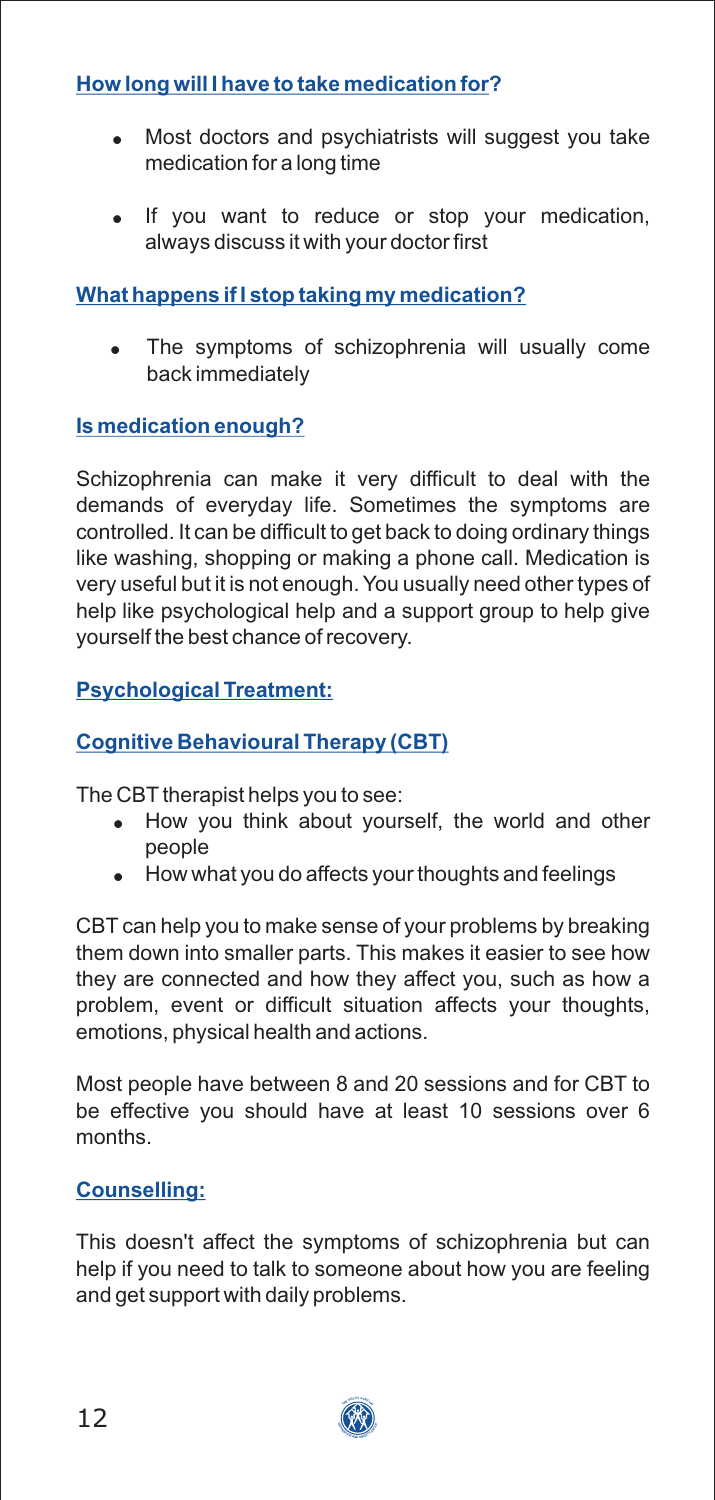## How long will I have to take medication for?

- Most doctors and psychiatrists will suggest you take medication for a long time
- If you want to reduce or stop your medication, always discuss it with your doctor first

## What happens if I stop taking my medication?

- The symptoms of schizophrenia will usually come back immediately

## Is medication enough?

Schizophrenia can make it very difficult to deal with the demands of everyday life. Sometimes the symptoms are controlled. It can be difficult to get back to doing ordinary things like washing, shopping or making a phone call. Medication is very useful but it is not enough. You usually need other types of help like psychological help and a support group to help give yourself the best chance of recovery.

## Psychological Treatment:

### Cognitive Behavioural Therapy (CBT)

The CBT therapist helps you to see:

- How you think about yourself, the world and other people
- How what you do affects your thoughts and feelings

CBT can help you to make sense of your problems by breaking them down into smaller parts. This makes it easier to see how they are connected and how they affect you, such as how a problem, event or difficult situation affects your thoughts, emotions, physical health and actions.

Most people have between 8 and 20 sessions and for CBT to be effective you should have at least 10 sessions over 6 months.

### Counselling:

This doesn't affect the symptoms of schizophrenia but can help if you need to talk to someone about how you are feeling and get support with daily problems.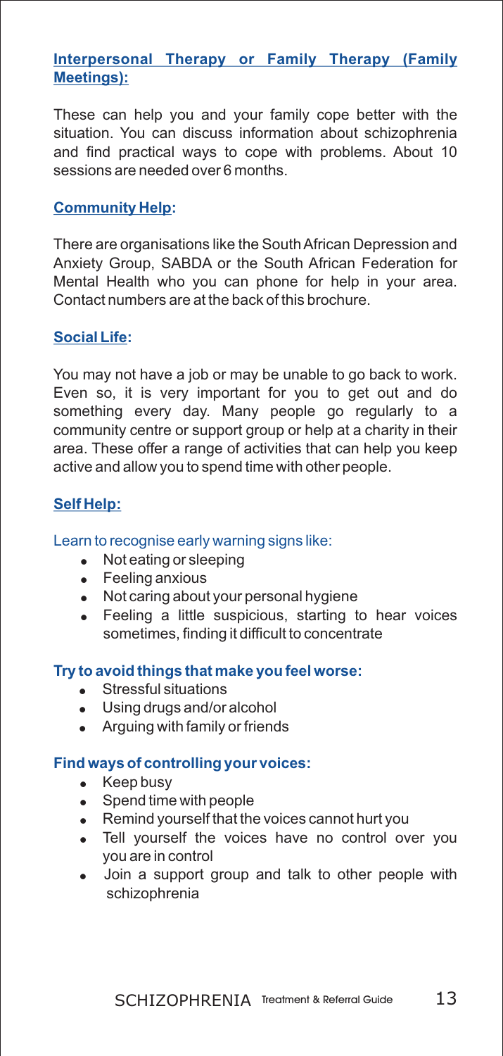## Interpersonal Therapy or Family Therapy (Family Meetings):

These can help you and your family cope better with the situation. You can discuss information about schizophrenia and find practical ways to cope with problems. About 10 sessions are needed over 6 months.

## Community Help:

There are organisations like the South African Depression and Anxiety Group, SABDA or the South African Federation for Mental Health who you can phone for help in your area. Contact numbers are at the back of this brochure.

## Social Life:

You may not have a job or may be unable to go back to work. Even so, it is very important for you to get out and do something every day. Many people go regularly to a community centre or support group or help at a charity in their area. These offer a range of activities that can help you keep active and allow you to spend time with other people.

## Self Help:

Learn to recognise early warning signs like:

- Not eating or sleeping
- Feeling anxious
- Not caring about your personal hygiene
- Feeling a little suspicious, starting to hear voices sometimes, finding it difficult to concentrate

### Try to avoid things that make you feel worse:

- Stressful situations
- Using drugs and/or alcohol
- Arguing with family or friends

### Find ways of controlling your voices:

- Keep busy
- Spend time with people
- Remind yourself that the voices cannot hurt you
- Tell yourself the voices have no control over you you are in control
- Join a support group and talk to other people with schizophrenia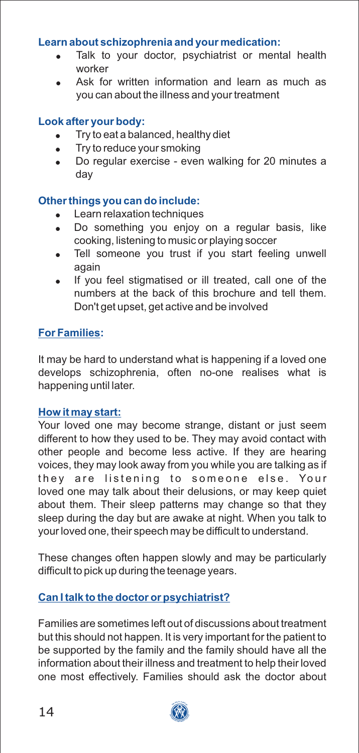**Learn about schizophrenia and your medication:**

- Talk to your doctor, psychiatrist or mental health worker
- Ask for written information and learn as much as you can about the illness and your treatment

**Look after your body:**

- Try to eat a balanced, healthy diet
- Try to reduce your smoking
- Do regular exercise - even walking for 20 minutes a day

**Other things you can do include:**

- Learn relaxation techniques
- Do something you enjoy on a regular basis, like cooking, listening to music or playing soccer
- Tell someone you trust if you start feeling unwell again
- If you feel stigmatised or ill treated, call one of the numbers at the back of this brochure and tell them. Don't get upset, get active and be involved

## For Families:

It may be hard to understand what is happening if a loved one develops schizophrenia, often no-one realises what is happening until later.

### How it may start:

Your loved one may become strange, distant or just seem different to how they used to be. They may avoid contact with other people and become less active. If they are hearing voices, they may look away from you while you are talking as if they are listening to someone else. Your loved one may talk about their delusions, or may keep quiet about them. Their sleep patterns may change so that they sleep during the day but are awake at night. When you talk to your loved one, their speech may be difficult to understand.

These changes often happen slowly and may be particularly difficult to pick up during the teenage years.

### Can I talk to the doctor or psychiatrist?

Families are sometimes left out of discussions about treatment but this should not happen. It is very important for the patient to be supported by the family and the family should have all the information about their illness and treatment to help their loved one most effectively. Families should ask the doctor about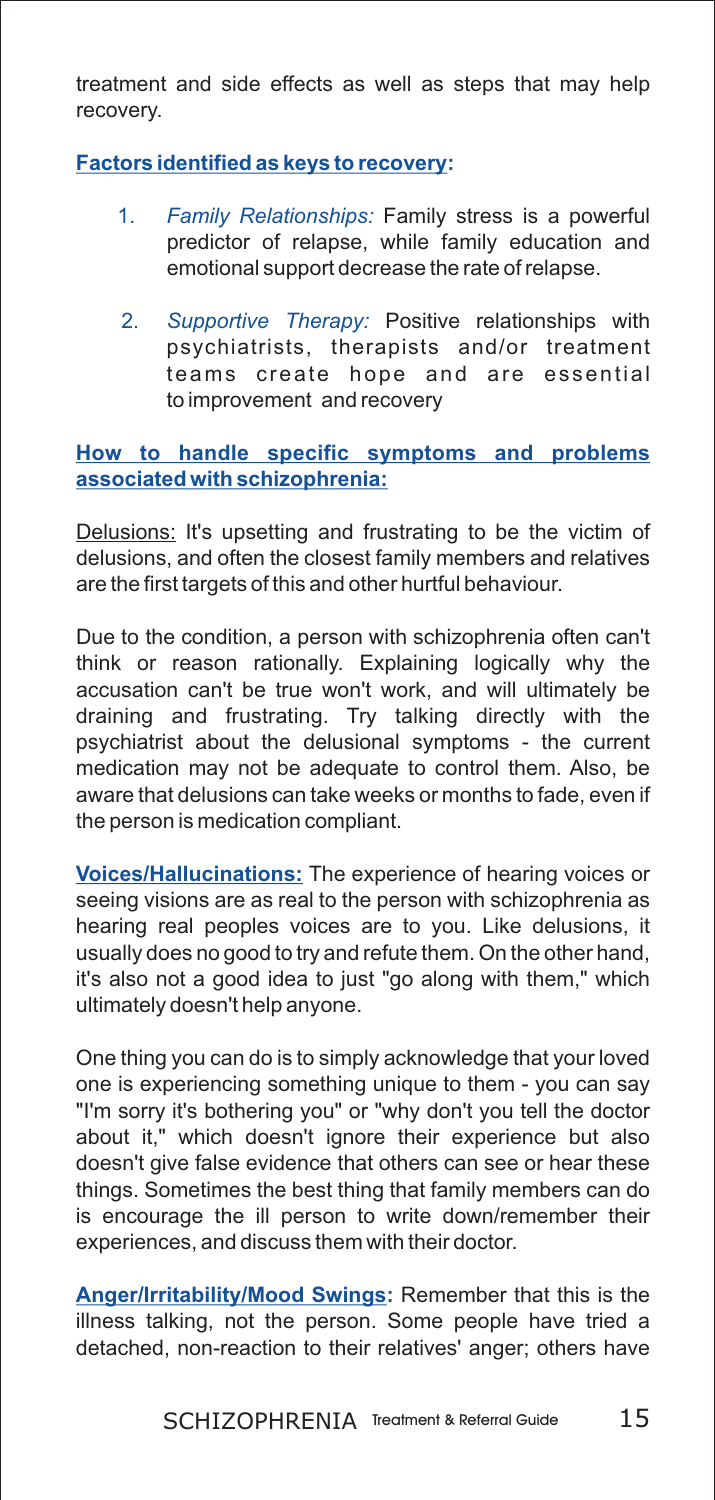treatment and side effects as well as steps that may help recovery.

**Factors identified as keys to recovery:**

1. *Family Relationships:* Family stress is a powerful predictor of relapse, while family education and emotional support decrease the rate of relapse.

2. *Supportive Therapy:* Positive relationships with psychiatrists, therapists and/or treatment teams create hope and are essential to improvement and recovery

**How to handle specific symptoms and problems associated with schizophrenia:**

Delusions: It's upsetting and frustrating to be the victim of delusions, and often the closest family members and relatives are the first targets of this and other hurtful behaviour.

Due to the condition, a person with schizophrenia often can't think or reason rationally. Explaining logically why the accusation can't be true won't work, and will ultimately be draining and frustrating. Try talking directly with the psychiatrist about the delusional symptoms - the current medication may not be adequate to control them. Also, be aware that delusions can take weeks or months to fade, even if the person is medication compliant.

**Voices/Hallucinations:** The experience of hearing voices or seeing visions are as real to the person with schizophrenia as hearing real peoples voices are to you. Like delusions, it usually does no good to try and refute them. On the other hand, it's also not a good idea to just "go along with them," which ultimately doesn't help anyone.

One thing you can do is to simply acknowledge that your loved one is experiencing something unique to them - you can say "I'm sorry it's bothering you" or "why don't you tell the doctor about it," which doesn't ignore their experience but also doesn't give false evidence that others can see or hear these things. Sometimes the best thing that family members can do is encourage the ill person to write down/remember their experiences, and discuss them with their doctor.

**Anger/Irritability/Mood Swings:** Remember that this is the illness talking, not the person. Some people have tried a detached, non-reaction to their relatives' anger; others have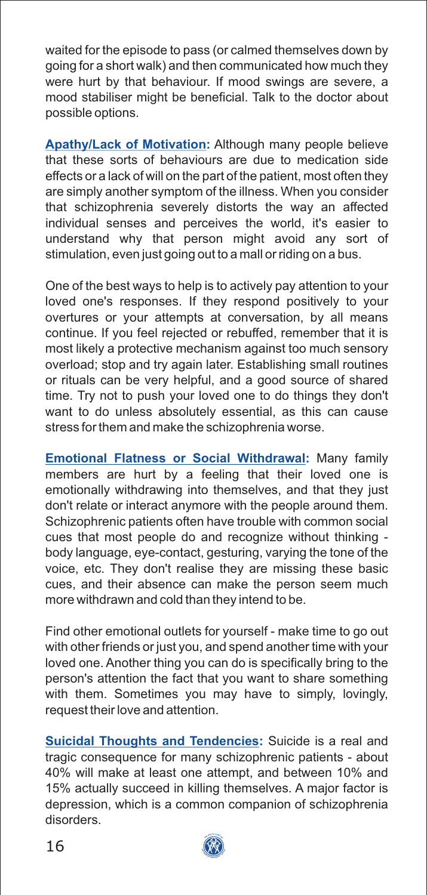waited for the episode to pass (or calmed themselves down by going for a short walk) and then communicated how much they were hurt by that behaviour. If mood swings are severe, a mood stabiliser might be beneficial. Talk to the doctor about possible options.

**Apathy/Lack of Motivation:** Although many people believe that these sorts of behaviours are due to medication side effects or a lack of will on the part of the patient, most often they are simply another symptom of the illness. When you consider that schizophrenia severely distorts the way an affected individual senses and perceives the world, it's easier to understand why that person might avoid any sort of stimulation, even just going out to a mall or riding on a bus.

One of the best ways to help is to actively pay attention to your loved one's responses. If they respond positively to your overtures or your attempts at conversation, by all means continue. If you feel rejected or rebuffed, remember that it is most likely a protective mechanism against too much sensory overload; stop and try again later. Establishing small routines or rituals can be very helpful, and a good source of shared time. Try not to push your loved one to do things they don't want to do unless absolutely essential, as this can cause stress for them and make the schizophrenia worse.

**Emotional Flatness or Social Withdrawal:** Many family members are hurt by a feeling that their loved one is emotionally withdrawing into themselves, and that they just don't relate or interact anymore with the people around them. Schizophrenic patients often have trouble with common social cues that most people do and recognize without thinking - body language, eye-contact, gesturing, varying the tone of the voice, etc. They don't realise they are missing these basic cues, and their absence can make the person seem much more withdrawn and cold than they intend to be.

Find other emotional outlets for yourself - make time to go out with other friends or just you, and spend another time with your loved one. Another thing you can do is specifically bring to the person's attention the fact that you want to share something with them. Sometimes you may have to simply, lovingly, request their love and attention.

**Suicidal Thoughts and Tendencies:** Suicide is a real and tragic consequence for many schizophrenic patients - about 40% will make at least one attempt, and between 10% and 15% actually succeed in killing themselves. A major factor is depression, which is a common companion of schizophrenia disorders.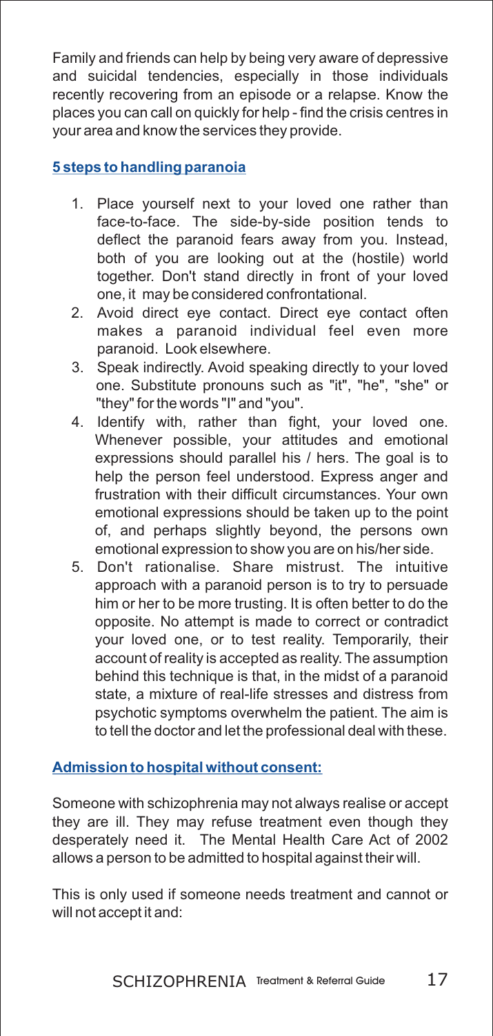Family and friends can help by being very aware of depressive and suicidal tendencies, especially in those individuals recently recovering from an episode or a relapse. Know the places you can call on quickly for help - find the crisis centres in your area and know the services they provide.

## 5 steps to handling paranoia

1. Place yourself next to your loved one rather than face-to-face. The side-by-side position tends to deflect the paranoid fears away from you. Instead, both of you are looking out at the (hostile) world together. Don't stand directly in front of your loved one, it may be considered confrontational.
2. Avoid direct eye contact. Direct eye contact often makes a paranoid individual feel even more paranoid. Look elsewhere.
3. Speak indirectly. Avoid speaking directly to your loved one. Substitute pronouns such as "it", "he", "she" or "they" for the words "I" and "you".
4. Identify with, rather than fight, your loved one. Whenever possible, your attitudes and emotional expressions should parallel his / hers. The goal is to help the person feel understood. Express anger and frustration with their difficult circumstances. Your own emotional expressions should be taken up to the point of, and perhaps slightly beyond, the persons own emotional expression to show you are on his/her side.
5. Don't rationalise. Share mistrust. The intuitive approach with a paranoid person is to try to persuade him or her to be more trusting. It is often better to do the opposite. No attempt is made to correct or contradict your loved one, or to test reality. Temporarily, their account of reality is accepted as reality. The assumption behind this technique is that, in the midst of a paranoid state, a mixture of real-life stresses and distress from psychotic symptoms overwhelm the patient. The aim is to tell the doctor and let the professional deal with these.

## Admission to hospital without consent:

Someone with schizophrenia may not always realise or accept they are ill. They may refuse treatment even though they desperately need it. The Mental Health Care Act of 2002 allows a person to be admitted to hospital against their will.

This is only used if someone needs treatment and cannot or will not accept it and: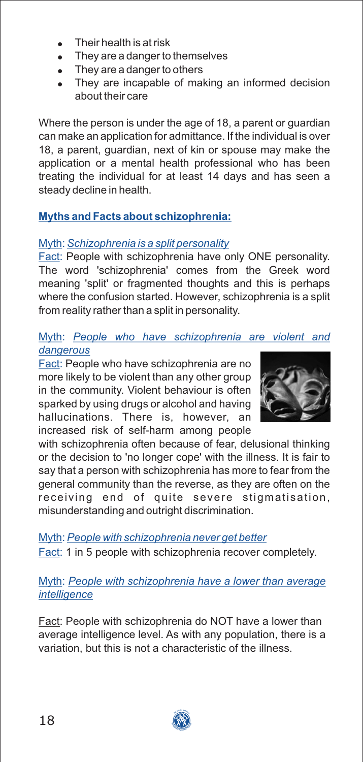- Their health is at risk
- They are a danger to themselves
- They are a danger to others
- They are incapable of making an informed decision about their care

Where the person is under the age of 18, a parent or guardian can make an application for admittance. If the individual is over 18, a parent, guardian, next of kin or spouse may make the application or a mental health professional who has been treating the individual for at least 14 days and has seen a steady decline in health.

## Myths and Facts about schizophrenia:

Myth: *Schizophrenia is a split personality*

Fact: People with schizophrenia have only ONE personality. The word 'schizophrenia' comes from the Greek word meaning 'split' or fragmented thoughts and this is perhaps where the confusion started. However, schizophrenia is a split from reality rather than a split in personality.

Myth: *People who have schizophrenia are violent and dangerous*

Fact: People who have schizophrenia are no more likely to be violent than any other group in the community. Violent behaviour is often sparked by using drugs or alcohol and having hallucinations. There is, however, an increased risk of self-harm among people with schizophrenia often because of fear, delusional thinking or the decision to 'no longer cope' with the illness. It is fair to say that a person with schizophrenia has more to fear from the general community than the reverse, as they are often on the receiving end of quite severe stigmatisation, misunderstanding and outright discrimination.

Myth: *People with schizophrenia never get better*

Fact: 1 in 5 people with schizophrenia recover completely.

Myth: *People with schizophrenia have a lower than average intelligence*

Fact: People with schizophrenia do NOT have a lower than average intelligence level. As with any population, there is a variation, but this is not a characteristic of the illness.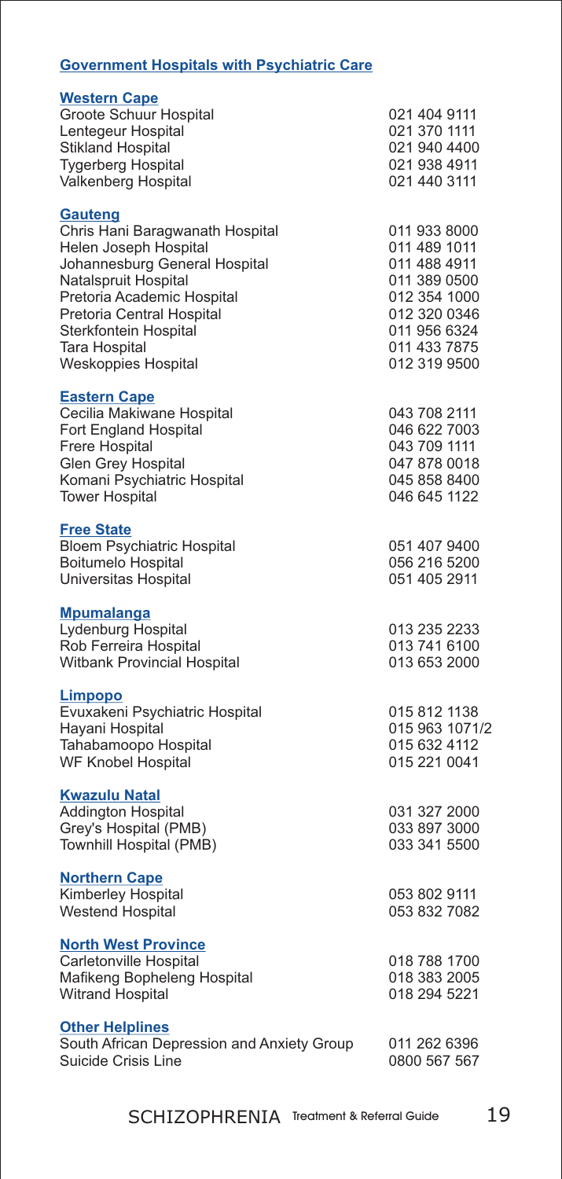## Government Hospitals with Psychiatric Care

### Western Cape

| | |
|---|---|
| Groote Schuur Hospital | 021 404 9111 |
| Lentegeur Hospital | 021 370 1111 |
| Stikland Hospital | 021 940 4400 |
| Tygerberg Hospital | 021 938 4911 |
| Valkenberg Hospital | 021 440 3111 |

### Gauteng

| | |
|---|---|
| Chris Hani Baragwanath Hospital | 011 933 8000 |
| Helen Joseph Hospital | 011 489 1011 |
| Johannesburg General Hospital | 011 488 4911 |
| Natalspruit Hospital | 011 389 0500 |
| Pretoria Academic Hospital | 012 354 1000 |
| Pretoria Central Hospital | 012 320 0346 |
| Sterkfontein Hospital | 011 956 6324 |
| Tara Hospital | 011 433 7875 |
| Weskoppies Hospital | 012 319 9500 |

### Eastern Cape

| | |
|---|---|
| Cecilia Makiwane Hospital | 043 708 2111 |
| Fort England Hospital | 046 622 7003 |
| Frere Hospital | 043 709 1111 |
| Glen Grey Hospital | 047 878 0018 |
| Komani Psychiatric Hospital | 045 858 8400 |
| Tower Hospital | 046 645 1122 |

### Free State

| | |
|---|---|
| Bloem Psychiatric Hospital | 051 407 9400 |
| Boitumelo Hospital | 056 216 5200 |
| Universitas Hospital | 051 405 2911 |

### Mpumalanga

| | |
|---|---|
| Lydenburg Hospital | 013 235 2233 |
| Rob Ferreira Hospital | 013 741 6100 |
| Witbank Provincial Hospital | 013 653 2000 |

### Limpopo

| | |
|---|---|
| Evuxakeni Psychiatric Hospital | 015 812 1138 |
| Hayani Hospital | 015 963 1071/2 |
| Tahabamoopo Hospital | 015 632 4112 |
| WF Knobel Hospital | 015 221 0041 |

### Kwazulu Natal

| | |
|---|---|
| Addington Hospital | 031 327 2000 |
| Grey's Hospital (PMB) | 033 897 3000 |
| Townhill Hospital (PMB) | 033 341 5500 |

### Northern Cape

| | |
|---|---|
| Kimberley Hospital | 053 802 9111 |
| Westend Hospital | 053 832 7082 |

### North West Province

| | |
|---|---|
| Carletonville Hospital | 018 788 1700 |
| Mafikeng Bopheleng Hospital | 018 383 2005 |
| Witrand Hospital | 018 294 5221 |

### Other Helplines

| | |
|---|---|
| South African Depression and Anxiety Group | 011 262 6396 |
| Suicide Crisis Line | 0800 567 567 |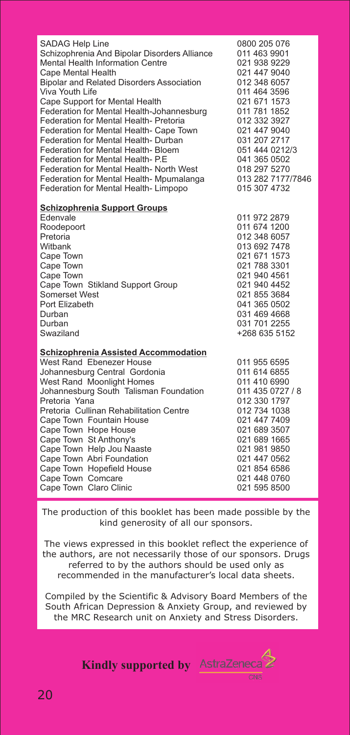| | |
|---|---|
| SADAG Help Line | 0800 205 076 |
| Schizophrenia And Bipolar Disorders Alliance | 011 463 9901 |
| Mental Health Information Centre | 021 938 9229 |
| Cape Mental Health | 021 447 9040 |
| Bipolar and Related Disorders Association | 012 348 6057 |
| Viva Youth Life | 011 464 3596 |
| Cape Support for Mental Health | 021 671 1573 |
| Federation for Mental Health-Johannesburg | 011 781 1852 |
| Federation for Mental Health- Pretoria | 012 332 3927 |
| Federation for Mental Health- Cape Town | 021 447 9040 |
| Federation for Mental Health- Durban | 031 207 2717 |
| Federation for Mental Health- Bloem | 051 444 0212/3 |
| Federation for Mental Health- P.E | 041 365 0502 |
| Federation for Mental Health- North West | 018 297 5270 |
| Federation for Mental Health- Mpumalanga | 013 282 7177/7846 |
| Federation for Mental Health- Limpopo | 015 307 4732 |

**Schizophrenia Support Groups**

| | |
|---|---|
| Edenvale | 011 972 2879 |
| Roodepoort | 011 674 1200 |
| Pretoria | 012 348 6057 |
| Witbank | 013 692 7478 |
| Cape Town | 021 671 1573 |
| Cape Town | 021 788 3301 |
| Cape Town | 021 940 4561 |
| Cape Town Stikland Support Group | 021 940 4452 |
| Somerset West | 021 855 3684 |
| Port Elizabeth | 041 365 0502 |
| Durban | 031 469 4668 |
| Durban | 031 701 2255 |
| Swaziland | +268 635 5152 |

**Schizophrenia Assisted Accommodation**

| | |
|---|---|
| West Rand Ebenezer House | 011 955 6595 |
| Johannesburg Central Gordonia | 011 614 6855 |
| West Rand Moonlight Homes | 011 410 6990 |
| Johannesburg South Talisman Foundation | 011 435 0727 / 8 |
| Pretoria Yana | 012 330 1797 |
| Pretoria Cullinan Rehabilitation Centre | 012 734 1038 |
| Cape Town Fountain House | 021 447 7409 |
| Cape Town Hope House | 021 689 3507 |
| Cape Town St Anthony's | 021 689 1665 |
| Cape Town Help Jou Naaste | 021 981 9850 |
| Cape Town Abri Foundation | 021 447 0562 |
| Cape Town Hopefield House | 021 854 6586 |
| Cape Town Comcare | 021 448 0760 |
| Cape Town Claro Clinic | 021 595 8500 |

The production of this booklet has been made possible by the kind generosity of all our sponsors.

The views expressed in this booklet reflect the experience of the authors, are not necessarily those of our sponsors. Drugs referred to by the authors should be used only as recommended in the manufacturer's local data sheets.

Compiled by the Scientific & Advisory Board Members of the South African Depression & Anxiety Group, and reviewed by the MRC Research unit on Anxiety and Stress Disorders.

**Kindly supported by** AstraZeneca CNS